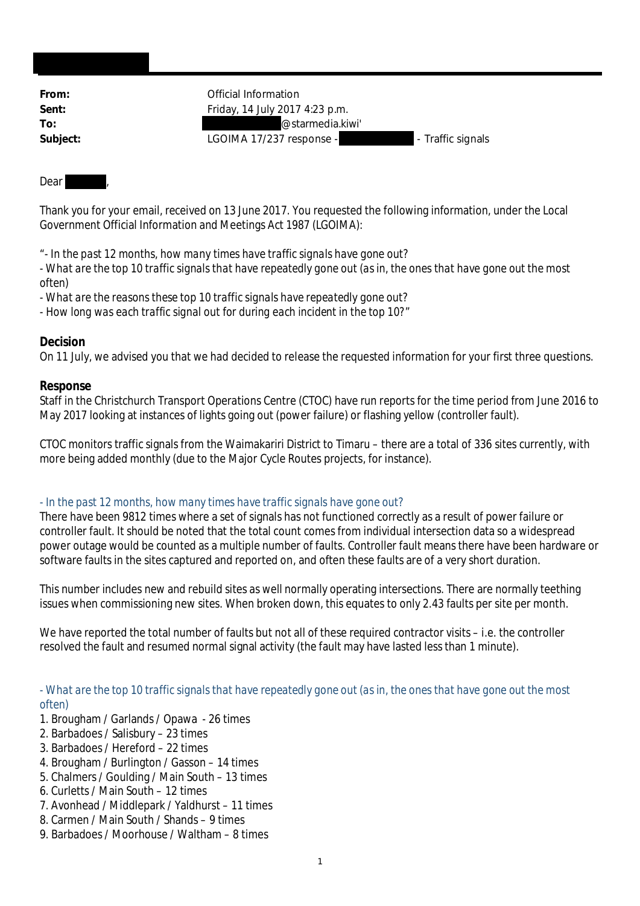| | |
|---|---|
| **From:** | Official Information |
| **Sent:** | Friday, 14 July 2017 4:23 p.m. |
| **To:** | @starmedia.kiwi' |
| **Subject:** | LGOIMA 17/237 response - - Traffic signals |

Dear ,

Thank you for your email, received on 13 June 2017. You requested the following information, under the Local Government Official Information and Meetings Act 1987 (LGOIMA):

*"- In the past 12 months, how many times have traffic signals have gone out?*
*- What are the top 10 traffic signals that have repeatedly gone out (as in, the ones that have gone out the most often)*
*- What are the reasons these top 10 traffic signals have repeatedly gone out?*
*- How long was each traffic signal out for during each incident in the top 10?"*

**Decision**
On 11 July, we advised you that we had decided to release the requested information for your first three questions.

**Response**
Staff in the Christchurch Transport Operations Centre (CTOC) have run reports for the time period from June 2016 to May 2017 looking at instances of lights going out (power failure) or flashing yellow (controller fault).

CTOC monitors traffic signals from the Waimakariri District to Timaru – there are a total of 336 sites currently, with more being added monthly (due to the Major Cycle Routes projects, for instance).

*- In the past 12 months, how many times have traffic signals have gone out?*

There have been 9812 times where a set of signals has not functioned correctly as a result of power failure or controller fault. It should be noted that the total count comes from individual intersection data so a widespread power outage would be counted as a multiple number of faults. Controller fault means there have been hardware or software faults in the sites captured and reported on, and often these faults are of a very short duration.

This number includes new and rebuild sites as well normally operating intersections. There are normally teething issues when commissioning new sites. When broken down, this equates to only 2.43 faults per site per month.

We have reported the total number of faults but not all of these required contractor visits – i.e. the controller resolved the fault and resumed normal signal activity (the fault may have lasted less than 1 minute).

*- What are the top 10 traffic signals that have repeatedly gone out (as in, the ones that have gone out the most often)*

1. Brougham / Garlands / Opawa - 26 times
2. Barbadoes / Salisbury – 23 times
3. Barbadoes / Hereford – 22 times
4. Brougham / Burlington / Gasson – 14 times
5. Chalmers / Goulding / Main South – 13 times
6. Curletts / Main South – 12 times
7. Avonhead / Middlepark / Yaldhurst – 11 times
8. Carmen / Main South / Shands – 9 times
9. Barbadoes / Moorhouse / Waltham – 8 times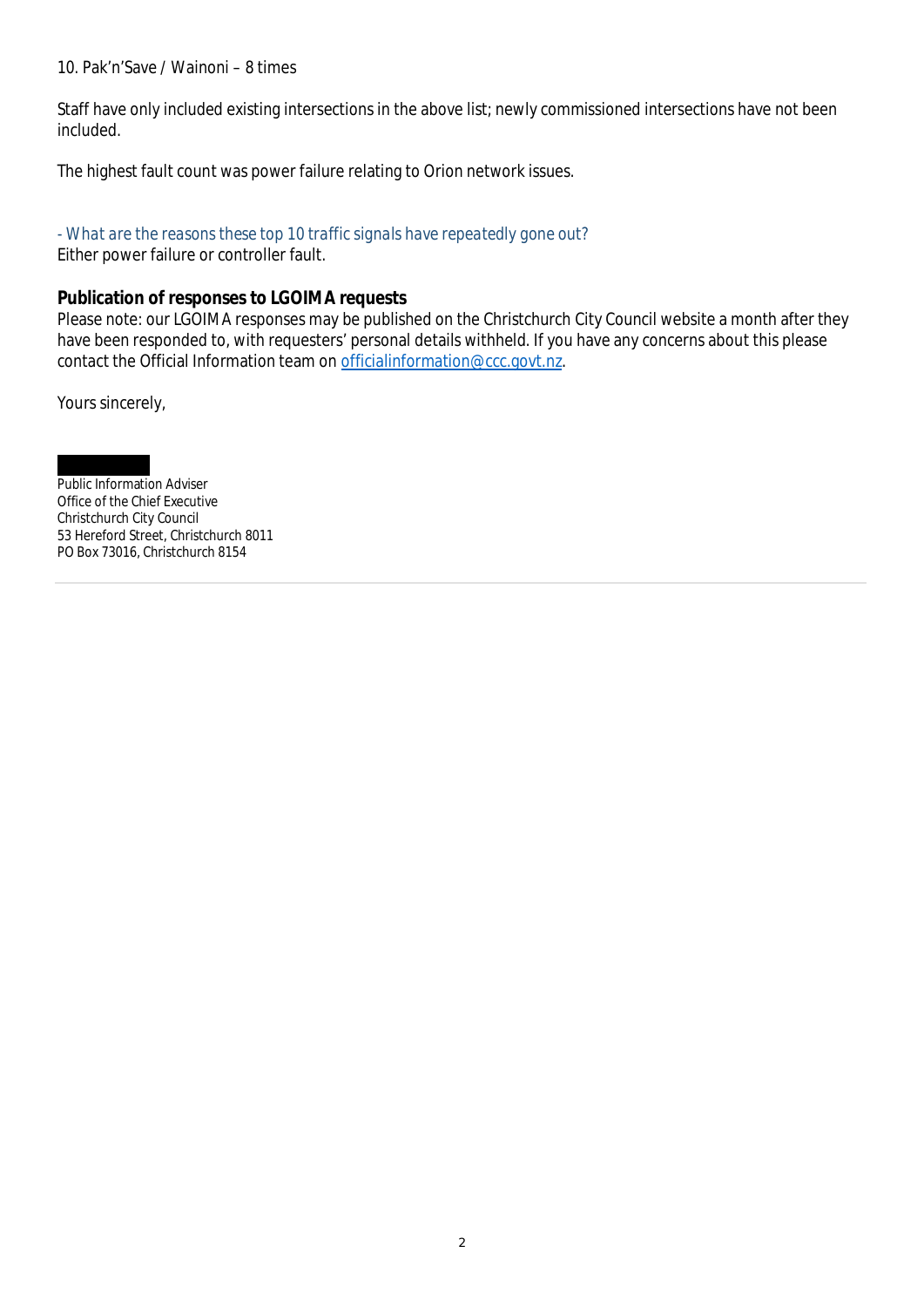10. Pak'n'Save / Wainoni – 8 times

Staff have only included existing intersections in the above list; newly commissioned intersections have not been included.

The highest fault count was power failure relating to Orion network issues.

*- What are the reasons these top 10 traffic signals have repeatedly gone out?*
Either power failure or controller fault.

**Publication of responses to LGOIMA requests**
Please note: our LGOIMA responses may be published on the Christchurch City Council website a month after they have been responded to, with requesters' personal details withheld. If you have any concerns about this please contact the Official Information team on officialinformation@ccc.govt.nz.

Yours sincerely,

Public Information Adviser
Office of the Chief Executive
Christchurch City Council
53 Hereford Street, Christchurch 8011
PO Box 73016, Christchurch 8154